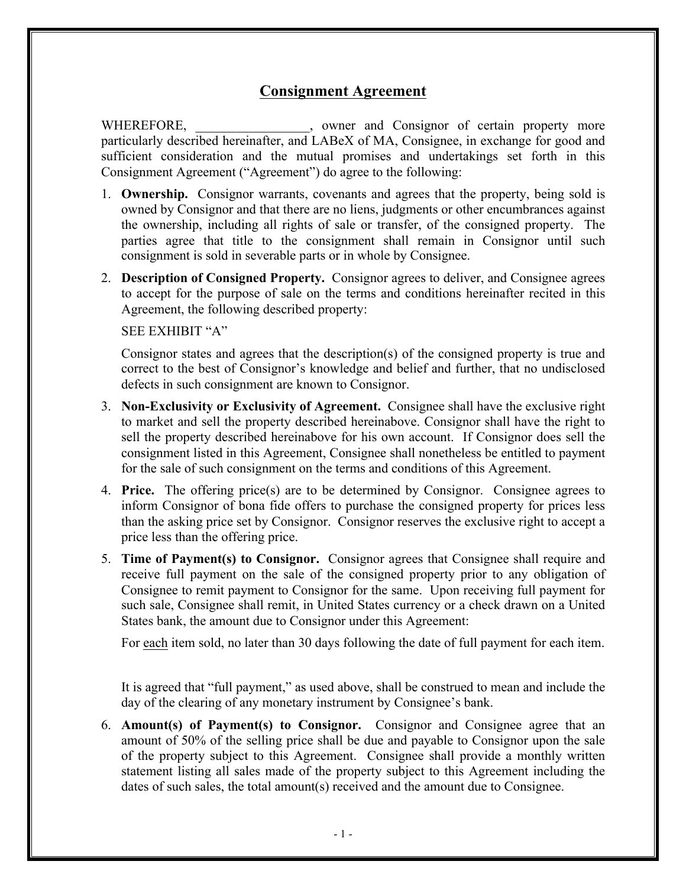# Consignment Agreement

WHEREFORE, \_\_\_\_\_\_\_\_\_\_\_\_\_\_\_\_\_, owner and Consignor of certain property more particularly described hereinafter, and LABeX of MA, Consignee, in exchange for good and sufficient consideration and the mutual promises and undertakings set forth in this Consignment Agreement ("Agreement") do agree to the following:

1. **Ownership.** Consignor warrants, covenants and agrees that the property, being sold is owned by Consignor and that there are no liens, judgments or other encumbrances against the ownership, including all rights of sale or transfer, of the consigned property. The parties agree that title to the consignment shall remain in Consignor until such consignment is sold in severable parts or in whole by Consignee.

2. **Description of Consigned Property.** Consignor agrees to deliver, and Consignee agrees to accept for the purpose of sale on the terms and conditions hereinafter recited in this Agreement, the following described property:

   SEE EXHIBIT "A"

   Consignor states and agrees that the description(s) of the consigned property is true and correct to the best of Consignor's knowledge and belief and further, that no undisclosed defects in such consignment are known to Consignor.

3. **Non-Exclusivity or Exclusivity of Agreement.** Consignee shall have the exclusive right to market and sell the property described hereinabove. Consignor shall have the right to sell the property described hereinabove for his own account. If Consignor does sell the consignment listed in this Agreement, Consignee shall nonetheless be entitled to payment for the sale of such consignment on the terms and conditions of this Agreement.

4. **Price.** The offering price(s) are to be determined by Consignor. Consignee agrees to inform Consignor of bona fide offers to purchase the consigned property for prices less than the asking price set by Consignor. Consignor reserves the exclusive right to accept a price less than the offering price.

5. **Time of Payment(s) to Consignor.** Consignor agrees that Consignee shall require and receive full payment on the sale of the consigned property prior to any obligation of Consignee to remit payment to Consignor for the same. Upon receiving full payment for such sale, Consignee shall remit, in United States currency or a check drawn on a United States bank, the amount due to Consignor under this Agreement:

   For <u>each</u> item sold, no later than 30 days following the date of full payment for each item.

   It is agreed that "full payment," as used above, shall be construed to mean and include the day of the clearing of any monetary instrument by Consignee's bank.

6. **Amount(s) of Payment(s) to Consignor.** Consignor and Consignee agree that an amount of 50% of the selling price shall be due and payable to Consignor upon the sale of the property subject to this Agreement. Consignee shall provide a monthly written statement listing all sales made of the property subject to this Agreement including the dates of such sales, the total amount(s) received and the amount due to Consignee.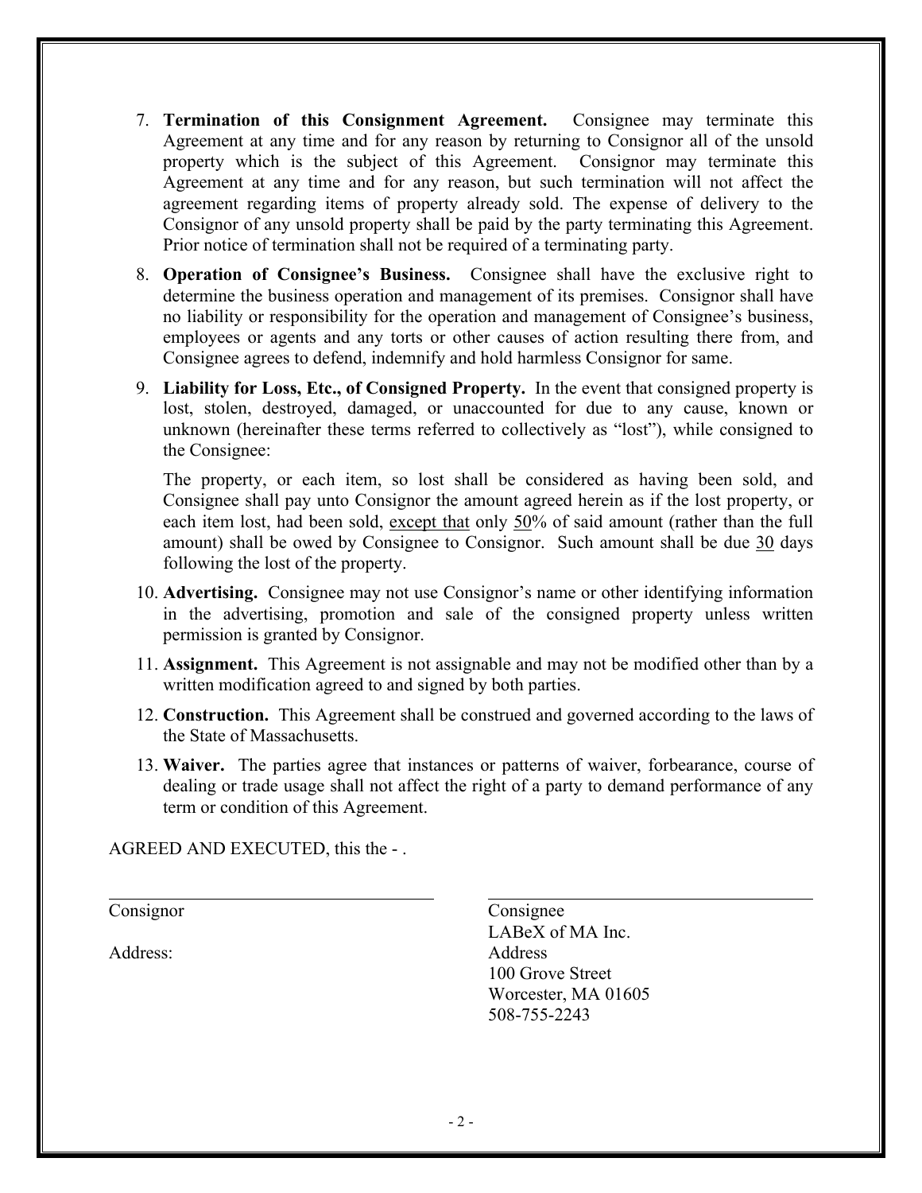7. **Termination of this Consignment Agreement.** Consignee may terminate this Agreement at any time and for any reason by returning to Consignor all of the unsold property which is the subject of this Agreement. Consignor may terminate this Agreement at any time and for any reason, but such termination will not affect the agreement regarding items of property already sold. The expense of delivery to the Consignor of any unsold property shall be paid by the party terminating this Agreement. Prior notice of termination shall not be required of a terminating party.

8. **Operation of Consignee's Business.** Consignee shall have the exclusive right to determine the business operation and management of its premises. Consignor shall have no liability or responsibility for the operation and management of Consignee's business, employees or agents and any torts or other causes of action resulting there from, and Consignee agrees to defend, indemnify and hold harmless Consignor for same.

9. **Liability for Loss, Etc., of Consigned Property.** In the event that consigned property is lost, stolen, destroyed, damaged, or unaccounted for due to any cause, known or unknown (hereinafter these terms referred to collectively as "lost"), while consigned to the Consignee:

   The property, or each item, so lost shall be considered as having been sold, and Consignee shall pay unto Consignor the amount agreed herein as if the lost property, or each item lost, had been sold, <u>except that</u> only <u>50</u>% of said amount (rather than the full amount) shall be owed by Consignee to Consignor. Such amount shall be due <u>30</u> days following the lost of the property.

10. **Advertising.** Consignee may not use Consignor's name or other identifying information in the advertising, promotion and sale of the consigned property unless written permission is granted by Consignor.

11. **Assignment.** This Agreement is not assignable and may not be modified other than by a written modification agreed to and signed by both parties.

12. **Construction.** This Agreement shall be construed and governed according to the laws of the State of Massachusetts.

13. **Waiver.** The parties agree that instances or patterns of waiver, forbearance, course of dealing or trade usage shall not affect the right of a party to demand performance of any term or condition of this Agreement.

AGREED AND EXECUTED, this the - .

\_\_\_\_\_\_\_\_\_\_\_\_\_\_\_\_\_\_\_\_\_\_\_\_\_\_\_\_\_\_\_\_\_\_\_
Consignor

Address:

\_\_\_\_\_\_\_\_\_\_\_\_\_\_\_\_\_\_\_\_\_\_\_\_\_\_\_\_\_\_\_\_\_\_\_
Consignee
LABeX of MA Inc.
Address
100 Grove Street
Worcester, MA 01605
508-755-2243